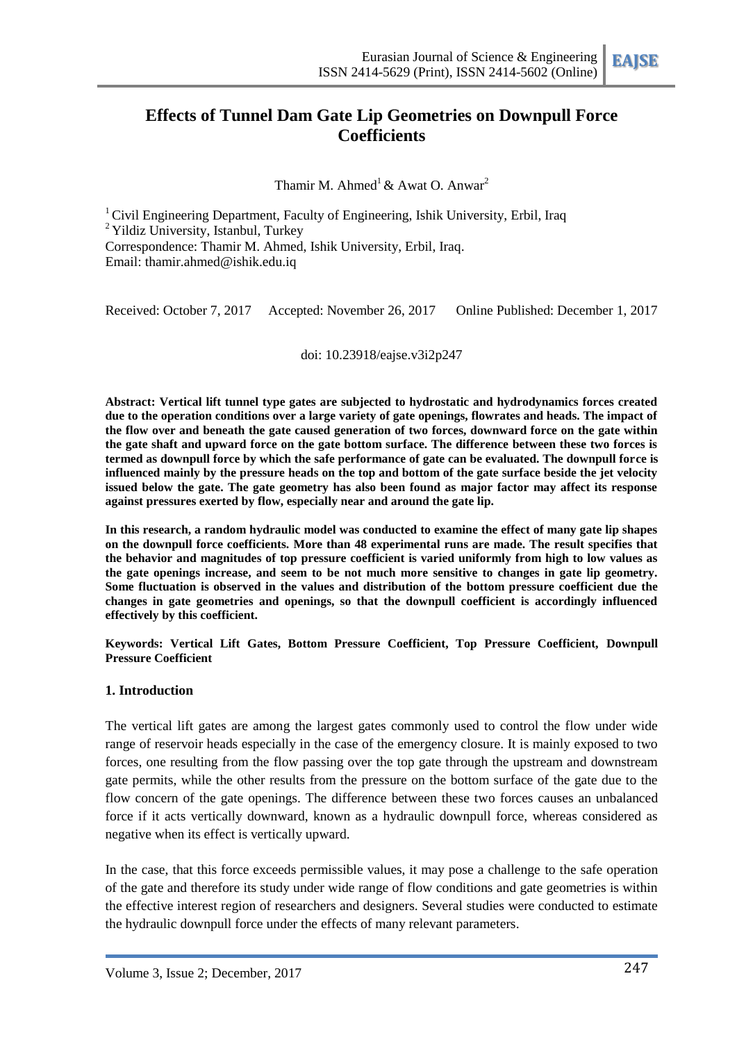# Effects of Tunnel Dam Gate Lip Geometries on Downpull Force Coefficients

Thamir M. Ahmed[1] & Awat O. Anwar[2]

[1] Civil Engineering Department, Faculty of Engineering, Ishik University, Erbil, Iraq
[2] Yildiz University, Istanbul, Turkey
Correspondence: Thamir M. Ahmed, Ishik University, Erbil, Iraq.
Email: thamir.ahmed@ishik.edu.iq

Received: October 7, 2017 Accepted: November 26, 2017 Online Published: December 1, 2017

doi: 10.23918/eajse.v3i2p247

**Abstract: Vertical lift tunnel type gates are subjected to hydrostatic and hydrodynamics forces created due to the operation conditions over a large variety of gate openings, flowrates and heads. The impact of the flow over and beneath the gate caused generation of two forces, downward force on the gate within the gate shaft and upward force on the gate bottom surface. The difference between these two forces is termed as downpull force by which the safe performance of gate can be evaluated. The downpull force is influenced mainly by the pressure heads on the top and bottom of the gate surface beside the jet velocity issued below the gate. The gate geometry has also been found as major factor may affect its response against pressures exerted by flow, especially near and around the gate lip.**

**In this research, a random hydraulic model was conducted to examine the effect of many gate lip shapes on the downpull force coefficients. More than 48 experimental runs are made. The result specifies that the behavior and magnitudes of top pressure coefficient is varied uniformly from high to low values as the gate openings increase, and seem to be not much more sensitive to changes in gate lip geometry. Some fluctuation is observed in the values and distribution of the bottom pressure coefficient due the changes in gate geometries and openings, so that the downpull coefficient is accordingly influenced effectively by this coefficient.**

**Keywords: Vertical Lift Gates, Bottom Pressure Coefficient, Top Pressure Coefficient, Downpull Pressure Coefficient**

## 1. Introduction

The vertical lift gates are among the largest gates commonly used to control the flow under wide range of reservoir heads especially in the case of the emergency closure. It is mainly exposed to two forces, one resulting from the flow passing over the top gate through the upstream and downstream gate permits, while the other results from the pressure on the bottom surface of the gate due to the flow concern of the gate openings. The difference between these two forces causes an unbalanced force if it acts vertically downward, known as a hydraulic downpull force, whereas considered as negative when its effect is vertically upward.

In the case, that this force exceeds permissible values, it may pose a challenge to the safe operation of the gate and therefore its study under wide range of flow conditions and gate geometries is within the effective interest region of researchers and designers. Several studies were conducted to estimate the hydraulic downpull force under the effects of many relevant parameters.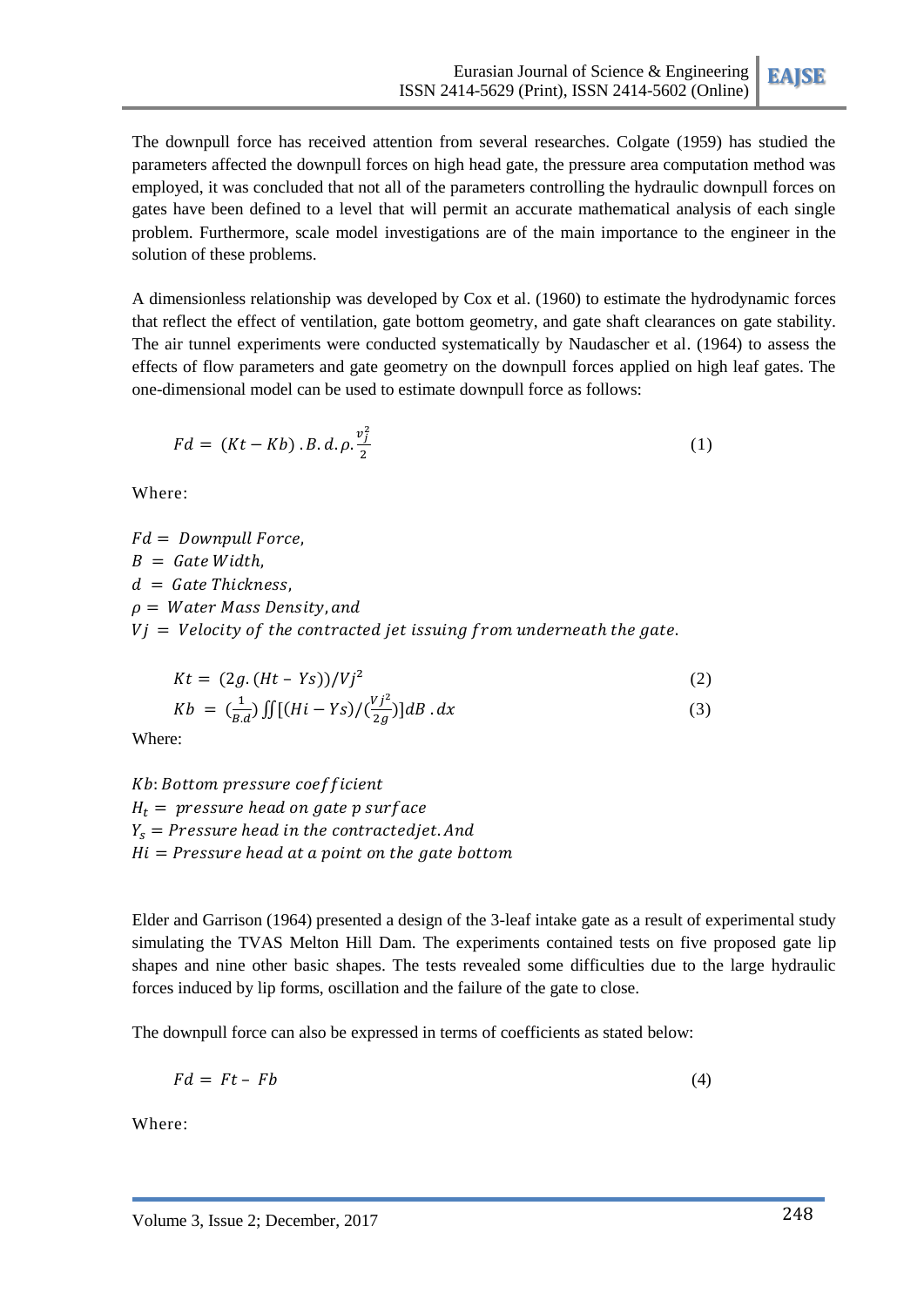The downpull force has received attention from several researches. Colgate (1959) has studied the parameters affected the downpull forces on high head gate, the pressure area computation method was employed, it was concluded that not all of the parameters controlling the hydraulic downpull forces on gates have been defined to a level that will permit an accurate mathematical analysis of each single problem. Furthermore, scale model investigations are of the main importance to the engineer in the solution of these problems.

A dimensionless relationship was developed by Cox et al. (1960) to estimate the hydrodynamic forces that reflect the effect of ventilation, gate bottom geometry, and gate shaft clearances on gate stability. The air tunnel experiments were conducted systematically by Naudascher et al. (1964) to assess the effects of flow parameters and gate geometry on the downpull forces applied on high leaf gates. The one-dimensional model can be used to estimate downpull force as follows:

$$Fd = (Kt - Kb) . B . d . \rho . \frac{v_j^2}{2} \tag{1}$$

Where:

$Fd =$ *Downpull Force,*
$B =$ *Gate Width,*
$d =$ *Gate Thickness,*
$\rho =$ *Water Mass Density, and*
$Vj =$ *Velocity of the contracted jet issuing from underneath the gate.*

$$Kt = (2g . (Ht - Ys))/Vj^2 \tag{2}$$

$$Kb = \left(\frac{1}{B.d}\right) \iint [(Hi - Ys)/(\frac{Vj^2}{2g})] dB . dx \tag{3}$$

Where:

$Kb$: *Bottom pressure coefficient*
$H_t =$ *pressure head on gate p surface*
$Y_s =$ *Pressure head in the contractedjet. And*
$Hi =$ *Pressure head at a point on the gate bottom*

Elder and Garrison (1964) presented a design of the 3-leaf intake gate as a result of experimental study simulating the TVAS Melton Hill Dam. The experiments contained tests on five proposed gate lip shapes and nine other basic shapes. The tests revealed some difficulties due to the large hydraulic forces induced by lip forms, oscillation and the failure of the gate to close.

The downpull force can also be expressed in terms of coefficients as stated below:

$$Fd = Ft - Fb \tag{4}$$

Where: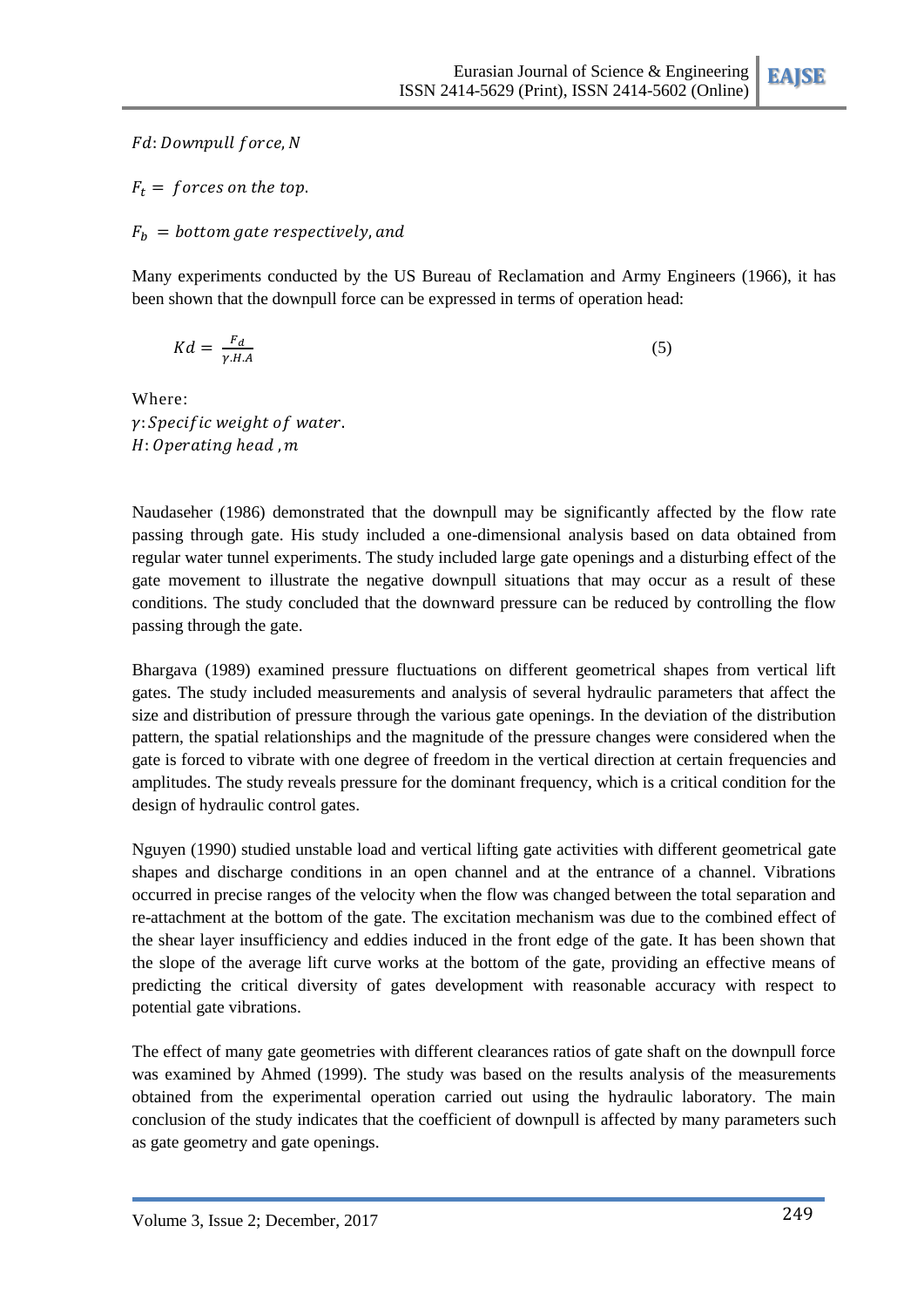$Fd$: $Downpull\ force, N$

$F_t\ =\ forces\ on\ the\ top.$

$F_b\ =\ bottom\ gate\ respectively, and$

Many experiments conducted by the US Bureau of Reclamation and Army Engineers (1966), it has been shown that the downpull force can be expressed in terms of operation head:

$$Kd = \frac{F_d}{\gamma . H . A} \tag{5}$$

Where:
$\gamma$: $Specific\ weight\ of\ water.$
$H$: $Operating\ head\ , m$

Naudaseher (1986) demonstrated that the downpull may be significantly affected by the flow rate passing through gate. His study included a one-dimensional analysis based on data obtained from regular water tunnel experiments. The study included large gate openings and a disturbing effect of the gate movement to illustrate the negative downpull situations that may occur as a result of these conditions. The study concluded that the downward pressure can be reduced by controlling the flow passing through the gate.

Bhargava (1989) examined pressure fluctuations on different geometrical shapes from vertical lift gates. The study included measurements and analysis of several hydraulic parameters that affect the size and distribution of pressure through the various gate openings. In the deviation of the distribution pattern, the spatial relationships and the magnitude of the pressure changes were considered when the gate is forced to vibrate with one degree of freedom in the vertical direction at certain frequencies and amplitudes. The study reveals pressure for the dominant frequency, which is a critical condition for the design of hydraulic control gates.

Nguyen (1990) studied unstable load and vertical lifting gate activities with different geometrical gate shapes and discharge conditions in an open channel and at the entrance of a channel. Vibrations occurred in precise ranges of the velocity when the flow was changed between the total separation and re-attachment at the bottom of the gate. The excitation mechanism was due to the combined effect of the shear layer insufficiency and eddies induced in the front edge of the gate. It has been shown that the slope of the average lift curve works at the bottom of the gate, providing an effective means of predicting the critical diversity of gates development with reasonable accuracy with respect to potential gate vibrations.

The effect of many gate geometries with different clearances ratios of gate shaft on the downpull force was examined by Ahmed (1999). The study was based on the results analysis of the measurements obtained from the experimental operation carried out using the hydraulic laboratory. The main conclusion of the study indicates that the coefficient of downpull is affected by many parameters such as gate geometry and gate openings.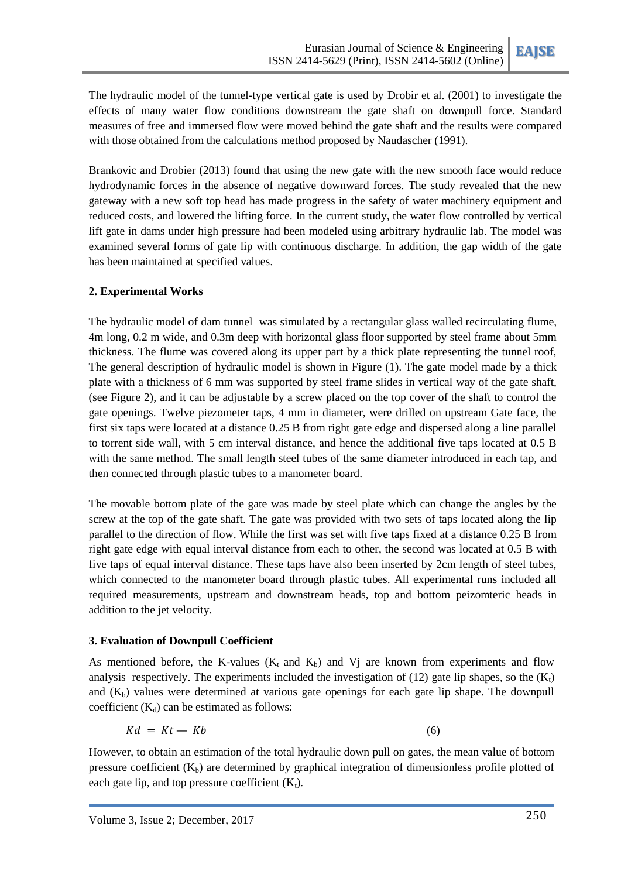The hydraulic model of the tunnel-type vertical gate is used by Drobir et al. (2001) to investigate the effects of many water flow conditions downstream the gate shaft on downpull force. Standard measures of free and immersed flow were moved behind the gate shaft and the results were compared with those obtained from the calculations method proposed by Naudascher (1991).

Brankovic and Drobier (2013) found that using the new gate with the new smooth face would reduce hydrodynamic forces in the absence of negative downward forces. The study revealed that the new gateway with a new soft top head has made progress in the safety of water machinery equipment and reduced costs, and lowered the lifting force. In the current study, the water flow controlled by vertical lift gate in dams under high pressure had been modeled using arbitrary hydraulic lab. The model was examined several forms of gate lip with continuous discharge. In addition, the gap width of the gate has been maintained at specified values.

## 2. Experimental Works

The hydraulic model of dam tunnel was simulated by a rectangular glass walled recirculating flume, 4m long, 0.2 m wide, and 0.3m deep with horizontal glass floor supported by steel frame about 5mm thickness. The flume was covered along its upper part by a thick plate representing the tunnel roof, The general description of hydraulic model is shown in Figure (1). The gate model made by a thick plate with a thickness of 6 mm was supported by steel frame slides in vertical way of the gate shaft, (see Figure 2), and it can be adjustable by a screw placed on the top cover of the shaft to control the gate openings. Twelve piezometer taps, 4 mm in diameter, were drilled on upstream Gate face, the first six taps were located at a distance 0.25 B from right gate edge and dispersed along a line parallel to torrent side wall, with 5 cm interval distance, and hence the additional five taps located at 0.5 B with the same method. The small length steel tubes of the same diameter introduced in each tap, and then connected through plastic tubes to a manometer board.

The movable bottom plate of the gate was made by steel plate which can change the angles by the screw at the top of the gate shaft. The gate was provided with two sets of taps located along the lip parallel to the direction of flow. While the first was set with five taps fixed at a distance 0.25 B from right gate edge with equal interval distance from each to other, the second was located at 0.5 B with five taps of equal interval distance. These taps have also been inserted by 2cm length of steel tubes, which connected to the manometer board through plastic tubes. All experimental runs included all required measurements, upstream and downstream heads, top and bottom peizomteric heads in addition to the jet velocity.

## 3. Evaluation of Downpull Coefficient

As mentioned before, the K-values ($K_t$ and $K_b$) and Vj are known from experiments and flow analysis respectively. The experiments included the investigation of (12) gate lip shapes, so the ($K_t$) and ($K_b$) values were determined at various gate openings for each gate lip shape. The downpull coefficient ($K_d$) can be estimated as follows:

$$Kd = Kt - Kb \qquad (6)$$

However, to obtain an estimation of the total hydraulic down pull on gates, the mean value of bottom pressure coefficient ($K_b$) are determined by graphical integration of dimensionless profile plotted of each gate lip, and top pressure coefficient ($K_t$).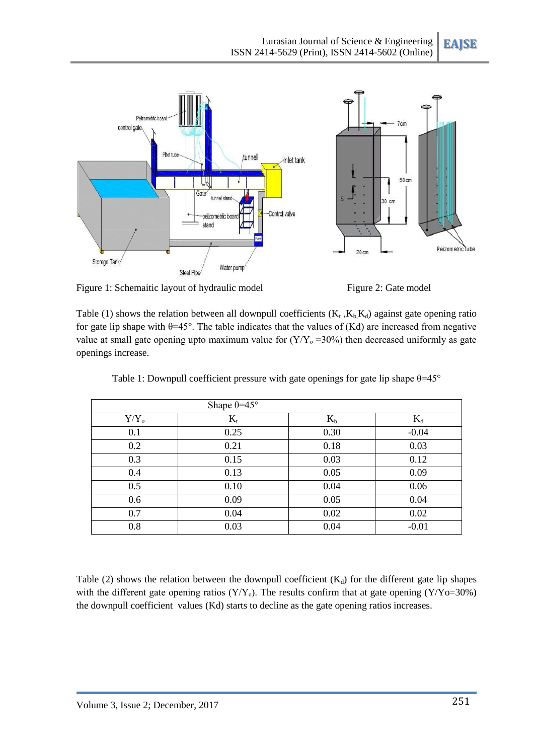Figure 1: Schemaitic layout of hydraulic model

Figure 2: Gate model

Table (1) shows the relation between all downpull coefficients ($K_t$ ,$K_b$,$K_d$) against gate opening ratio for gate lip shape with θ=45°. The table indicates that the values of (Kd) are increased from negative value at small gate opening upto maximum value for ($Y/Y_o$ =30%) then decreased uniformly as gate openings increase.

Table 1: Downpull coefficient pressure with gate openings for gate lip shape θ=45°

| Shape θ=45° | | | |
|---|---|---|---|
| $Y/Y_o$ | $K_t$ | $K_b$ | $K_d$ |
| 0.1 | 0.25 | 0.30 | -0.04 |
| 0.2 | 0.21 | 0.18 | 0.03 |
| 0.3 | 0.15 | 0.03 | 0.12 |
| 0.4 | 0.13 | 0.05 | 0.09 |
| 0.5 | 0.10 | 0.04 | 0.06 |
| 0.6 | 0.09 | 0.05 | 0.04 |
| 0.7 | 0.04 | 0.02 | 0.02 |
| 0.8 | 0.03 | 0.04 | -0.01 |

Table (2) shows the relation between the downpull coefficient ($K_d$) for the different gate lip shapes with the different gate opening ratios ($Y/Y_o$). The results confirm that at gate opening (Y/Yo=30%) the downpull coefficient values (Kd) starts to decline as the gate opening ratios increases.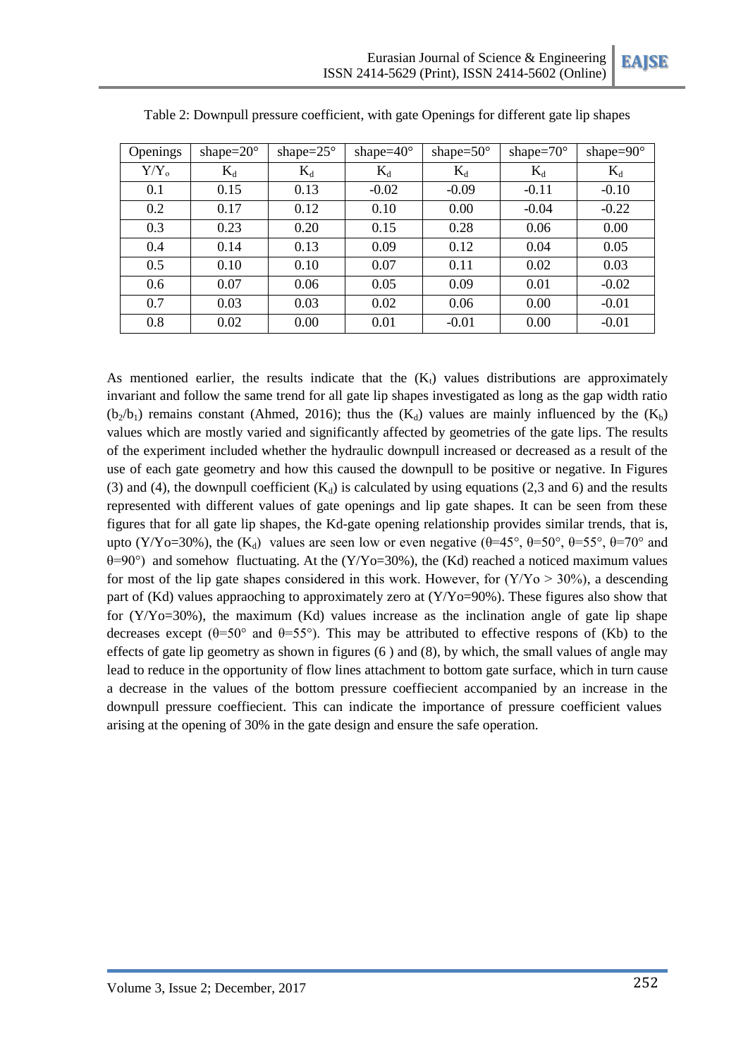Table 2: Downpull pressure coefficient, with gate Openings for different gate lip shapes

| Openings | shape=20° | shape=25° | shape=40° | shape=50° | shape=70° | shape=90° |
|---|---|---|---|---|---|---|
| $Y/Y_o$ | $K_d$ | $K_d$ | $K_d$ | $K_d$ | $K_d$ | $K_d$ |
| 0.1 | 0.15 | 0.13 | -0.02 | -0.09 | -0.11 | -0.10 |
| 0.2 | 0.17 | 0.12 | 0.10 | 0.00 | -0.04 | -0.22 |
| 0.3 | 0.23 | 0.20 | 0.15 | 0.28 | 0.06 | 0.00 |
| 0.4 | 0.14 | 0.13 | 0.09 | 0.12 | 0.04 | 0.05 |
| 0.5 | 0.10 | 0.10 | 0.07 | 0.11 | 0.02 | 0.03 |
| 0.6 | 0.07 | 0.06 | 0.05 | 0.09 | 0.01 | -0.02 |
| 0.7 | 0.03 | 0.03 | 0.02 | 0.06 | 0.00 | -0.01 |
| 0.8 | 0.02 | 0.00 | 0.01 | -0.01 | 0.00 | -0.01 |

As mentioned earlier, the results indicate that the ($K_t$) values distributions are approximately invariant and follow the same trend for all gate lip shapes investigated as long as the gap width ratio ($b_2/b_1$) remains constant (Ahmed, 2016); thus the ($K_d$) values are mainly influenced by the ($K_b$) values which are mostly varied and significantly affected by geometries of the gate lips. The results of the experiment included whether the hydraulic downpull increased or decreased as a result of the use of each gate geometry and how this caused the downpull to be positive or negative. In Figures (3) and (4), the downpull coefficient ($K_d$) is calculated by using equations (2,3 and 6) and the results represented with different values of gate openings and lip gate shapes. It can be seen from these figures that for all gate lip shapes, the Kd-gate opening relationship provides similar trends, that is, upto ($Y/Yo=30\%$), the ($K_d$) values are seen low or even negative ($\theta=45°$, $\theta=50°$, $\theta=55°$, $\theta=70°$ and $\theta=90°$) and somehow fluctuating. At the ($Y/Yo=30\%$), the (Kd) reached a noticed maximum values for most of the lip gate shapes considered in this work. However, for ($Y/Yo > 30\%$), a descending part of (Kd) values appraoching to approximately zero at ($Y/Yo=90\%$). These figures also show that for ($Y/Yo=30\%$), the maximum (Kd) values increase as the inclination angle of gate lip shape decreases except ($\theta=50°$ and $\theta=55°$). This may be attributed to effective respons of (Kb) to the effects of gate lip geometry as shown in figures (6 ) and (8), by which, the small values of angle may lead to reduce in the opportunity of flow lines attachment to bottom gate surface, which in turn cause a decrease in the values of the bottom pressure coeffiecient accompanied by an increase in the downpull pressure coeffiecient. This can indicate the importance of pressure coefficient values arising at the opening of 30% in the gate design and ensure the safe operation.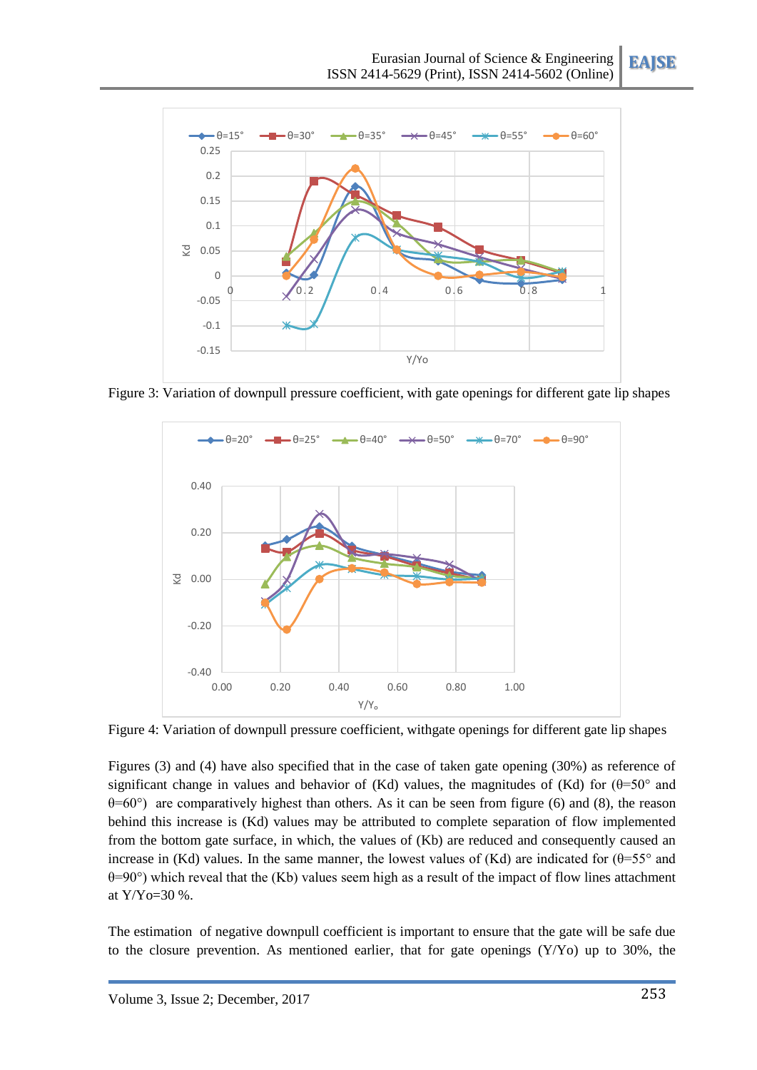Figure 3: Variation of downpull pressure coefficient, with gate openings for different gate lip shapes

Figure 4: Variation of downpull pressure coefficient, withgate openings for different gate lip shapes

Figures (3) and (4) have also specified that in the case of taken gate opening (30%) as reference of significant change in values and behavior of (Kd) values, the magnitudes of (Kd) for (θ=50° and θ=60°) are comparatively highest than others. As it can be seen from figure (6) and (8), the reason behind this increase is (Kd) values may be attributed to complete separation of flow implemented from the bottom gate surface, in which, the values of (Kb) are reduced and consequently caused an increase in (Kd) values. In the same manner, the lowest values of (Kd) are indicated for (θ=55° and θ=90°) which reveal that the (Kb) values seem high as a result of the impact of flow lines attachment at Y/Yo=30 %.

The estimation of negative downpull coefficient is important to ensure that the gate will be safe due to the closure prevention. As mentioned earlier, that for gate openings (Y/Yo) up to 30%, the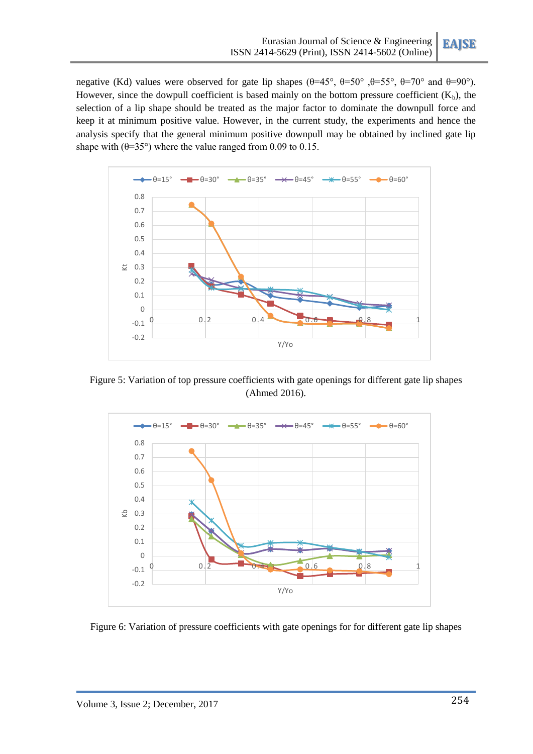negative (Kd) values were observed for gate lip shapes (θ=45°, θ=50° ,θ=55°, θ=70° and θ=90°). However, since the dowpull coefficient is based mainly on the bottom pressure coefficient ($K_b$), the selection of a lip shape should be treated as the major factor to dominate the downpull force and keep it at minimum positive value. However, in the current study, the experiments and hence the analysis specify that the general minimum positive downpull may be obtained by inclined gate lip shape with (θ=35°) where the value ranged from 0.09 to 0.15.

Figure 5: Variation of top pressure coefficients with gate openings for different gate lip shapes (Ahmed 2016).

Figure 6: Variation of pressure coefficients with gate openings for for different gate lip shapes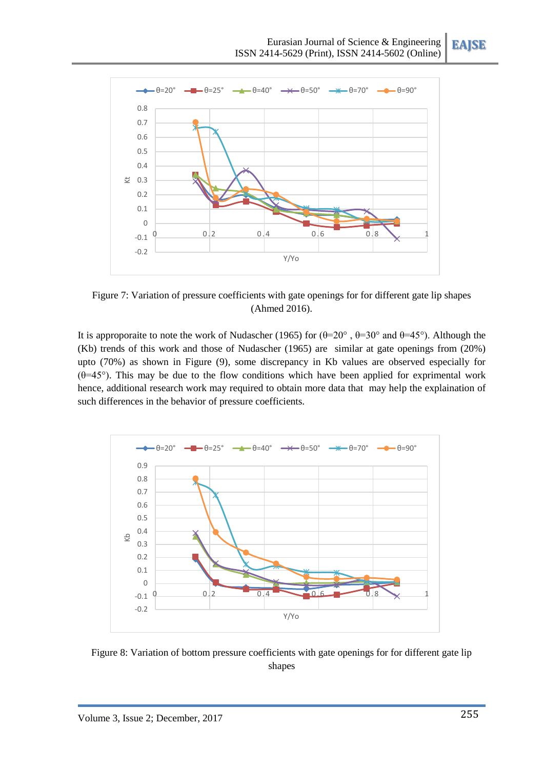Figure 7: Variation of pressure coefficients with gate openings for for different gate lip shapes (Ahmed 2016).

It is approporaite to note the work of Nudascher (1965) for (θ=20° , θ=30° and θ=45°). Although the (Kb) trends of this work and those of Nudascher (1965) are  similar at gate openings from (20%) upto (70%) as shown in Figure (9), some discrepancy in Kb values are observed especially for (θ=45°). This may be due to the flow conditions which have been applied for exprimental work hence, additional research work may required to obtain more data that  may help the explaination of such differences in the behavior of pressure coefficients.

Figure 8: Variation of bottom pressure coefficients with gate openings for for different gate lip shapes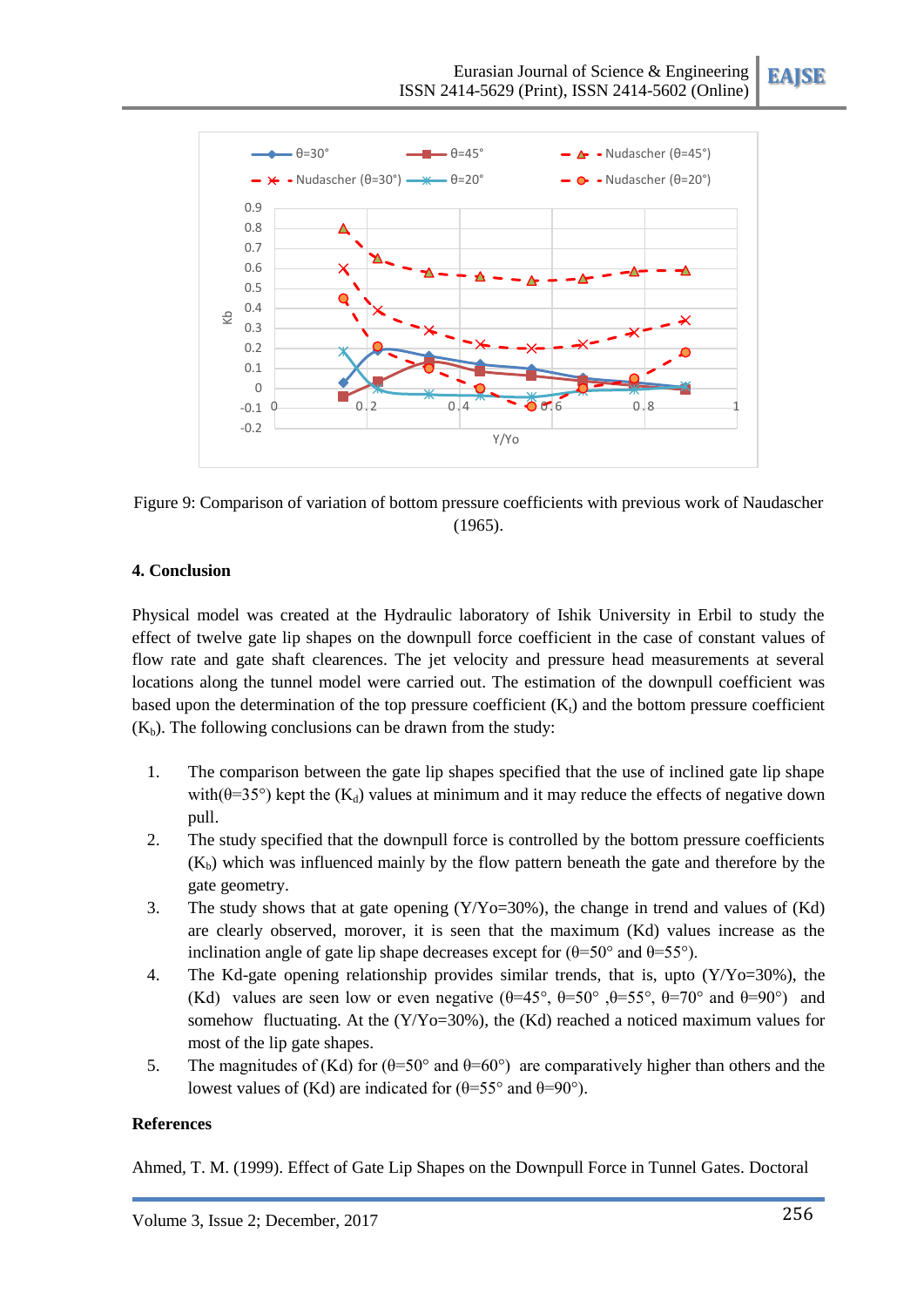Figure 9: Comparison of variation of bottom pressure coefficients with previous work of Naudascher (1965).

## 4. Conclusion

Physical model was created at the Hydraulic laboratory of Ishik University in Erbil to study the effect of twelve gate lip shapes on the downpull force coefficient in the case of constant values of flow rate and gate shaft clearences. The jet velocity and pressure head measurements at several locations along the tunnel model were carried out. The estimation of the downpull coefficient was based upon the determination of the top pressure coefficient ($K_t$) and the bottom pressure coefficient ($K_b$). The following conclusions can be drawn from the study:

1. The comparison between the gate lip shapes specified that the use of inclined gate lip shape with(θ=35°) kept the ($K_d$) values at minimum and it may reduce the effects of negative down pull.
2. The study specified that the downpull force is controlled by the bottom pressure coefficients ($K_b$) which was influenced mainly by the flow pattern beneath the gate and therefore by the gate geometry.
3. The study shows that at gate opening (Y/Yo=30%), the change in trend and values of (Kd) are clearly observed, morover, it is seen that the maximum (Kd) values increase as the inclination angle of gate lip shape decreases except for (θ=50° and θ=55°).
4. The Kd-gate opening relationship provides similar trends, that is, upto (Y/Yo=30%), the (Kd) values are seen low or even negative (θ=45°, θ=50° ,θ=55°, θ=70° and θ=90°) and somehow fluctuating. At the (Y/Yo=30%), the (Kd) reached a noticed maximum values for most of the lip gate shapes.
5. The magnitudes of (Kd) for (θ=50° and θ=60°) are comparatively higher than others and the lowest values of (Kd) are indicated for (θ=55° and θ=90°).

## References

Ahmed, T. M. (1999). Effect of Gate Lip Shapes on the Downpull Force in Tunnel Gates. Doctoral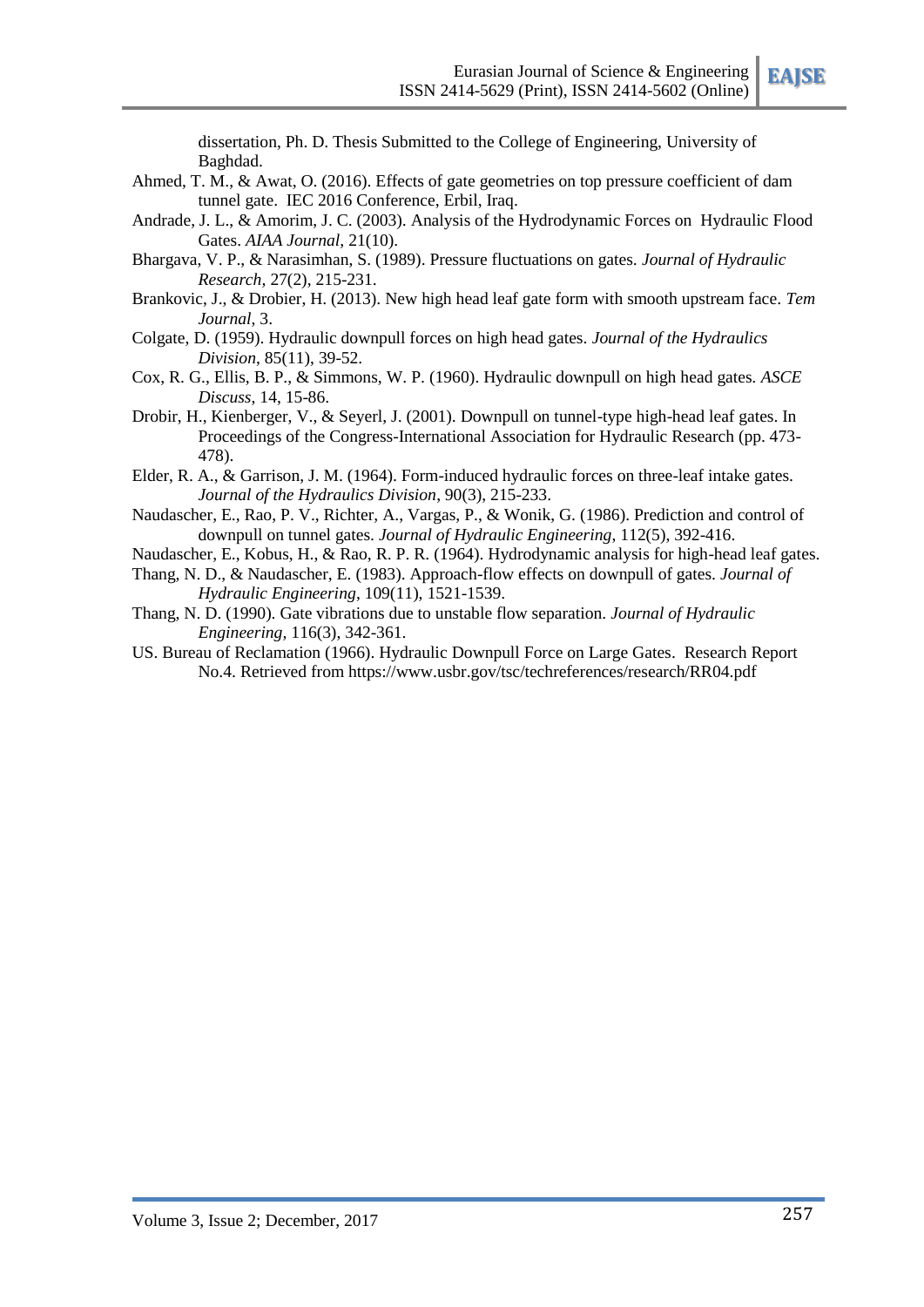dissertation, Ph. D. Thesis Submitted to the College of Engineering, University of Baghdad.

Ahmed, T. M., & Awat, O. (2016). Effects of gate geometries on top pressure coefficient of dam tunnel gate. IEC 2016 Conference, Erbil, Iraq.

Andrade, J. L., & Amorim, J. C. (2003). Analysis of the Hydrodynamic Forces on Hydraulic Flood Gates. *AIAA Journal*, 21(10).

Bhargava, V. P., & Narasimhan, S. (1989). Pressure fluctuations on gates. *Journal of Hydraulic Research*, 27(2), 215-231.

Brankovic, J., & Drobier, H. (2013). New high head leaf gate form with smooth upstream face. *Tem Journal*, 3.

Colgate, D. (1959). Hydraulic downpull forces on high head gates. *Journal of the Hydraulics Division*, 85(11), 39-52.

Cox, R. G., Ellis, B. P., & Simmons, W. P. (1960). Hydraulic downpull on high head gates. *ASCE Discuss*, 14, 15-86.

Drobir, H., Kienberger, V., & Seyerl, J. (2001). Downpull on tunnel-type high-head leaf gates. In Proceedings of the Congress-International Association for Hydraulic Research (pp. 473-478).

Elder, R. A., & Garrison, J. M. (1964). Form-induced hydraulic forces on three-leaf intake gates. *Journal of the Hydraulics Division*, 90(3), 215-233.

Naudascher, E., Rao, P. V., Richter, A., Vargas, P., & Wonik, G. (1986). Prediction and control of downpull on tunnel gates. *Journal of Hydraulic Engineering*, 112(5), 392-416.

Naudascher, E., Kobus, H., & Rao, R. P. R. (1964). Hydrodynamic analysis for high-head leaf gates.

Thang, N. D., & Naudascher, E. (1983). Approach-flow effects on downpull of gates. *Journal of Hydraulic Engineering*, 109(11), 1521-1539.

Thang, N. D. (1990). Gate vibrations due to unstable flow separation. *Journal of Hydraulic Engineering*, 116(3), 342-361.

US. Bureau of Reclamation (1966). Hydraulic Downpull Force on Large Gates. Research Report No.4. Retrieved from https://www.usbr.gov/tsc/techreferences/research/RR04.pdf